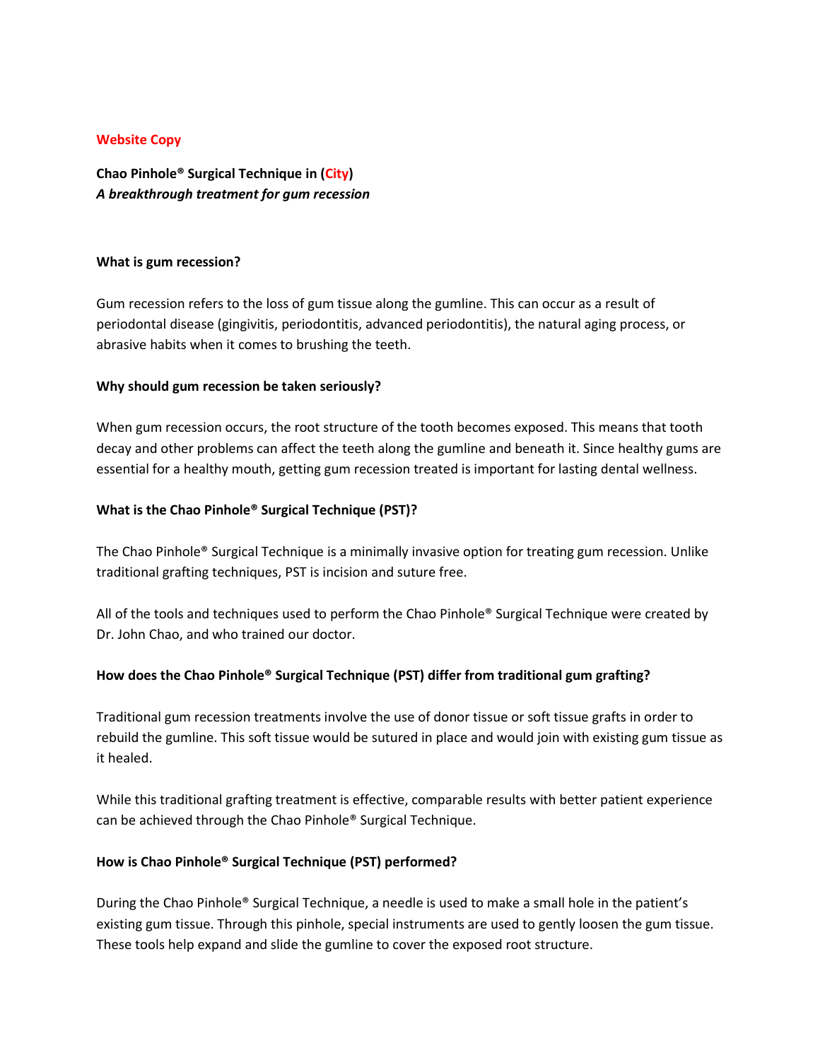**Website Copy**

**Chao Pinhole® Surgical Technique in (City)**
***A breakthrough treatment for gum recession***

**What is gum recession?**

Gum recession refers to the loss of gum tissue along the gumline. This can occur as a result of periodontal disease (gingivitis, periodontitis, advanced periodontitis), the natural aging process, or abrasive habits when it comes to brushing the teeth.

**Why should gum recession be taken seriously?**

When gum recession occurs, the root structure of the tooth becomes exposed. This means that tooth decay and other problems can affect the teeth along the gumline and beneath it. Since healthy gums are essential for a healthy mouth, getting gum recession treated is important for lasting dental wellness.

**What is the Chao Pinhole® Surgical Technique (PST)?**

The Chao Pinhole® Surgical Technique is a minimally invasive option for treating gum recession. Unlike traditional grafting techniques, PST is incision and suture free.

All of the tools and techniques used to perform the Chao Pinhole® Surgical Technique were created by Dr. John Chao, and who trained our doctor.

**How does the Chao Pinhole® Surgical Technique (PST) differ from traditional gum grafting?**

Traditional gum recession treatments involve the use of donor tissue or soft tissue grafts in order to rebuild the gumline. This soft tissue would be sutured in place and would join with existing gum tissue as it healed.

While this traditional grafting treatment is effective, comparable results with better patient experience can be achieved through the Chao Pinhole® Surgical Technique.

**How is Chao Pinhole® Surgical Technique (PST) performed?**

During the Chao Pinhole® Surgical Technique, a needle is used to make a small hole in the patient's existing gum tissue. Through this pinhole, special instruments are used to gently loosen the gum tissue. These tools help expand and slide the gumline to cover the exposed root structure.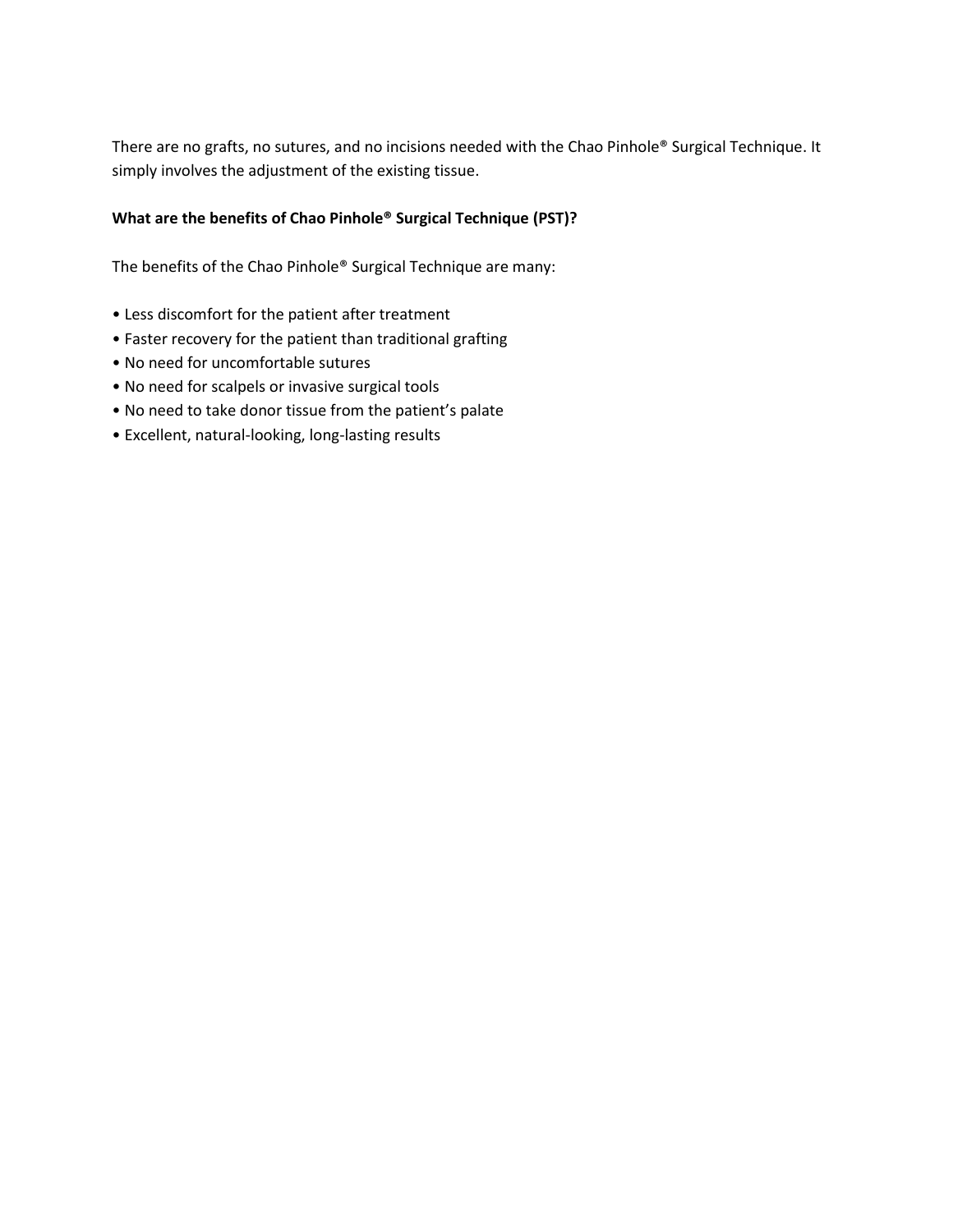There are no grafts, no sutures, and no incisions needed with the Chao Pinhole® Surgical Technique. It simply involves the adjustment of the existing tissue.

**What are the benefits of Chao Pinhole® Surgical Technique (PST)?**

The benefits of the Chao Pinhole® Surgical Technique are many:

- Less discomfort for the patient after treatment
- Faster recovery for the patient than traditional grafting
- No need for uncomfortable sutures
- No need for scalpels or invasive surgical tools
- No need to take donor tissue from the patient's palate
- Excellent, natural-looking, long-lasting results